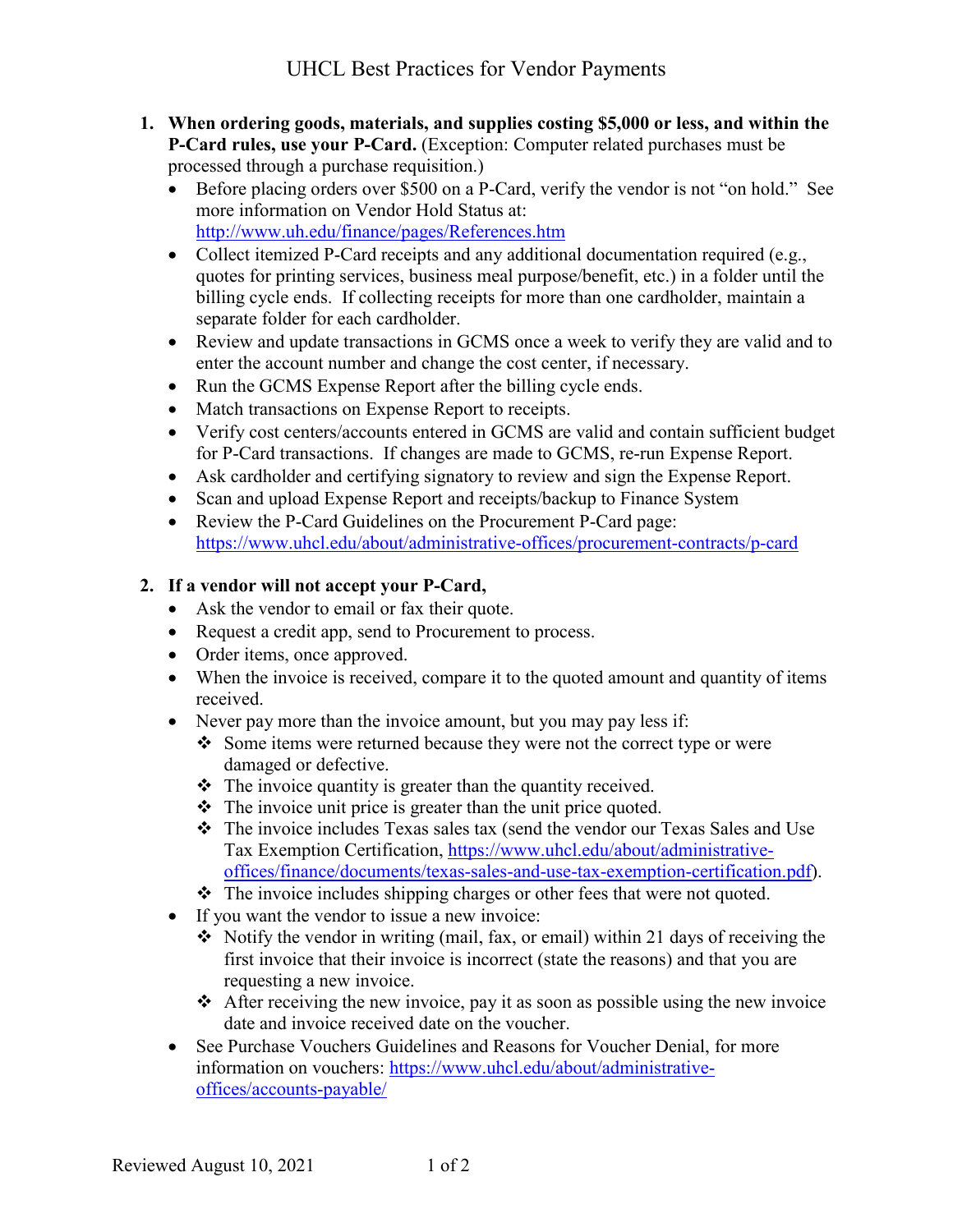# UHCL Best Practices for Vendor Payments

1. **When ordering goods, materials, and supplies costing $5,000 or less, and within the P-Card rules, use your P-Card.** (Exception: Computer related purchases must be processed through a purchase requisition.)
   - Before placing orders over $500 on a P-Card, verify the vendor is not "on hold." See more information on Vendor Hold Status at: http://www.uh.edu/finance/pages/References.htm
   - Collect itemized P-Card receipts and any additional documentation required (e.g., quotes for printing services, business meal purpose/benefit, etc.) in a folder until the billing cycle ends. If collecting receipts for more than one cardholder, maintain a separate folder for each cardholder.
   - Review and update transactions in GCMS once a week to verify they are valid and to enter the account number and change the cost center, if necessary.
   - Run the GCMS Expense Report after the billing cycle ends.
   - Match transactions on Expense Report to receipts.
   - Verify cost centers/accounts entered in GCMS are valid and contain sufficient budget for P-Card transactions. If changes are made to GCMS, re-run Expense Report.
   - Ask cardholder and certifying signatory to review and sign the Expense Report.
   - Scan and upload Expense Report and receipts/backup to Finance System
   - Review the P-Card Guidelines on the Procurement P-Card page: https://www.uhcl.edu/about/administrative-offices/procurement-contracts/p-card

2. **If a vendor will not accept your P-Card,**
   - Ask the vendor to email or fax their quote.
   - Request a credit app, send to Procurement to process.
   - Order items, once approved.
   - When the invoice is received, compare it to the quoted amount and quantity of items received.
   - Never pay more than the invoice amount, but you may pay less if:
     - Some items were returned because they were not the correct type or were damaged or defective.
     - The invoice quantity is greater than the quantity received.
     - The invoice unit price is greater than the unit price quoted.
     - The invoice includes Texas sales tax (send the vendor our Texas Sales and Use Tax Exemption Certification, https://www.uhcl.edu/about/administrative-offices/finance/documents/texas-sales-and-use-tax-exemption-certification.pdf).
     - The invoice includes shipping charges or other fees that were not quoted.
   - If you want the vendor to issue a new invoice:
     - Notify the vendor in writing (mail, fax, or email) within 21 days of receiving the first invoice that their invoice is incorrect (state the reasons) and that you are requesting a new invoice.
     - After receiving the new invoice, pay it as soon as possible using the new invoice date and invoice received date on the voucher.
   - See Purchase Vouchers Guidelines and Reasons for Voucher Denial, for more information on vouchers: https://www.uhcl.edu/about/administrative-offices/accounts-payable/

Reviewed August 10, 2021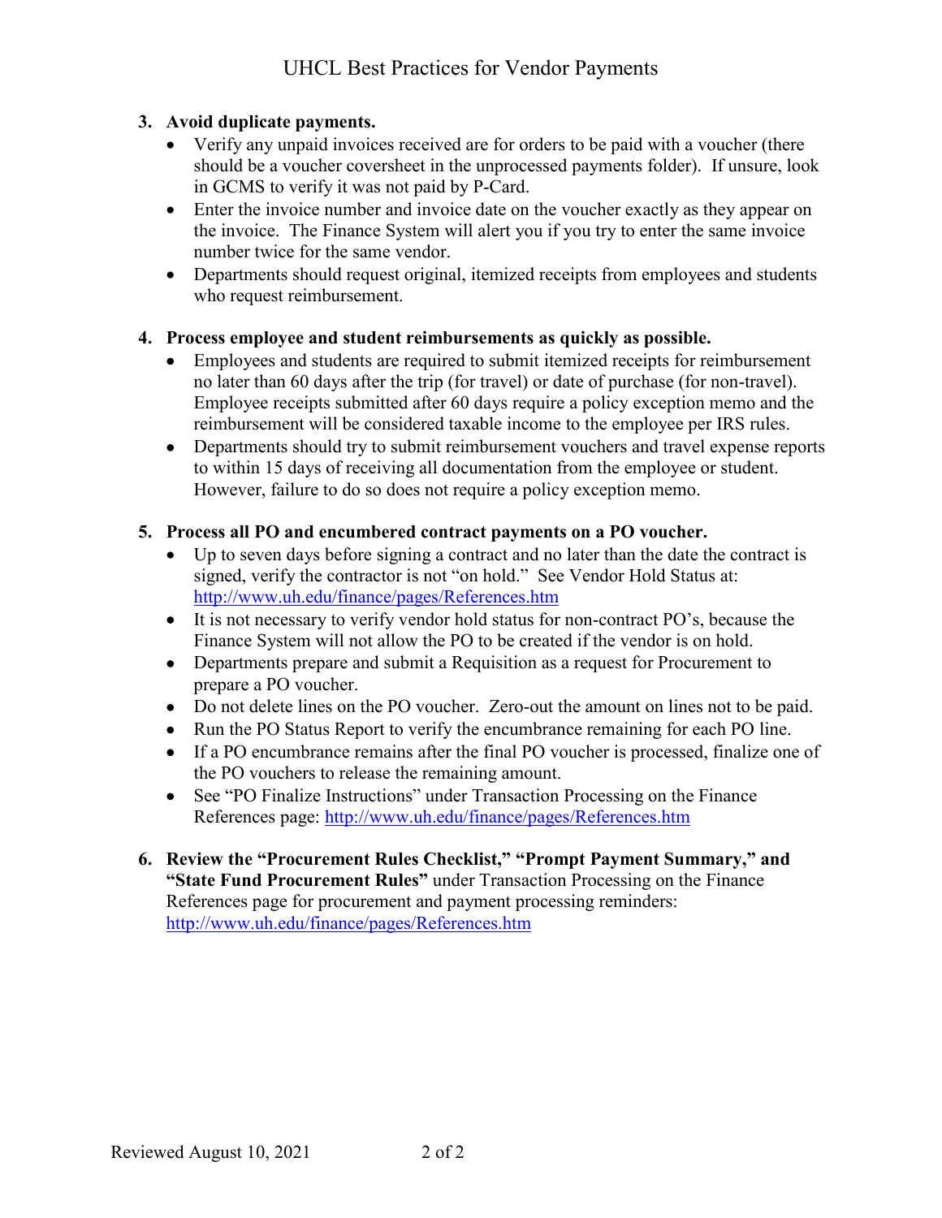3. **Avoid duplicate payments.**
    - Verify any unpaid invoices received are for orders to be paid with a voucher (there should be a voucher coversheet in the unprocessed payments folder). If unsure, look in GCMS to verify it was not paid by P-Card.
    - Enter the invoice number and invoice date on the voucher exactly as they appear on the invoice. The Finance System will alert you if you try to enter the same invoice number twice for the same vendor.
    - Departments should request original, itemized receipts from employees and students who request reimbursement.

4. **Process employee and student reimbursements as quickly as possible.**
    - Employees and students are required to submit itemized receipts for reimbursement no later than 60 days after the trip (for travel) or date of purchase (for non-travel). Employee receipts submitted after 60 days require a policy exception memo and the reimbursement will be considered taxable income to the employee per IRS rules.
    - Departments should try to submit reimbursement vouchers and travel expense reports to within 15 days of receiving all documentation from the employee or student. However, failure to do so does not require a policy exception memo.

5. **Process all PO and encumbered contract payments on a PO voucher.**
    - Up to seven days before signing a contract and no later than the date the contract is signed, verify the contractor is not "on hold." See Vendor Hold Status at: http://www.uh.edu/finance/pages/References.htm
    - It is not necessary to verify vendor hold status for non-contract PO's, because the Finance System will not allow the PO to be created if the vendor is on hold.
    - Departments prepare and submit a Requisition as a request for Procurement to prepare a PO voucher.
    - Do not delete lines on the PO voucher. Zero-out the amount on lines not to be paid.
    - Run the PO Status Report to verify the encumbrance remaining for each PO line.
    - If a PO encumbrance remains after the final PO voucher is processed, finalize one of the PO vouchers to release the remaining amount.
    - See "PO Finalize Instructions" under Transaction Processing on the Finance References page: http://www.uh.edu/finance/pages/References.htm

6. **Review the "Procurement Rules Checklist," "Prompt Payment Summary," and "State Fund Procurement Rules"** under Transaction Processing on the Finance References page for procurement and payment processing reminders: http://www.uh.edu/finance/pages/References.htm

Reviewed August 10, 2021